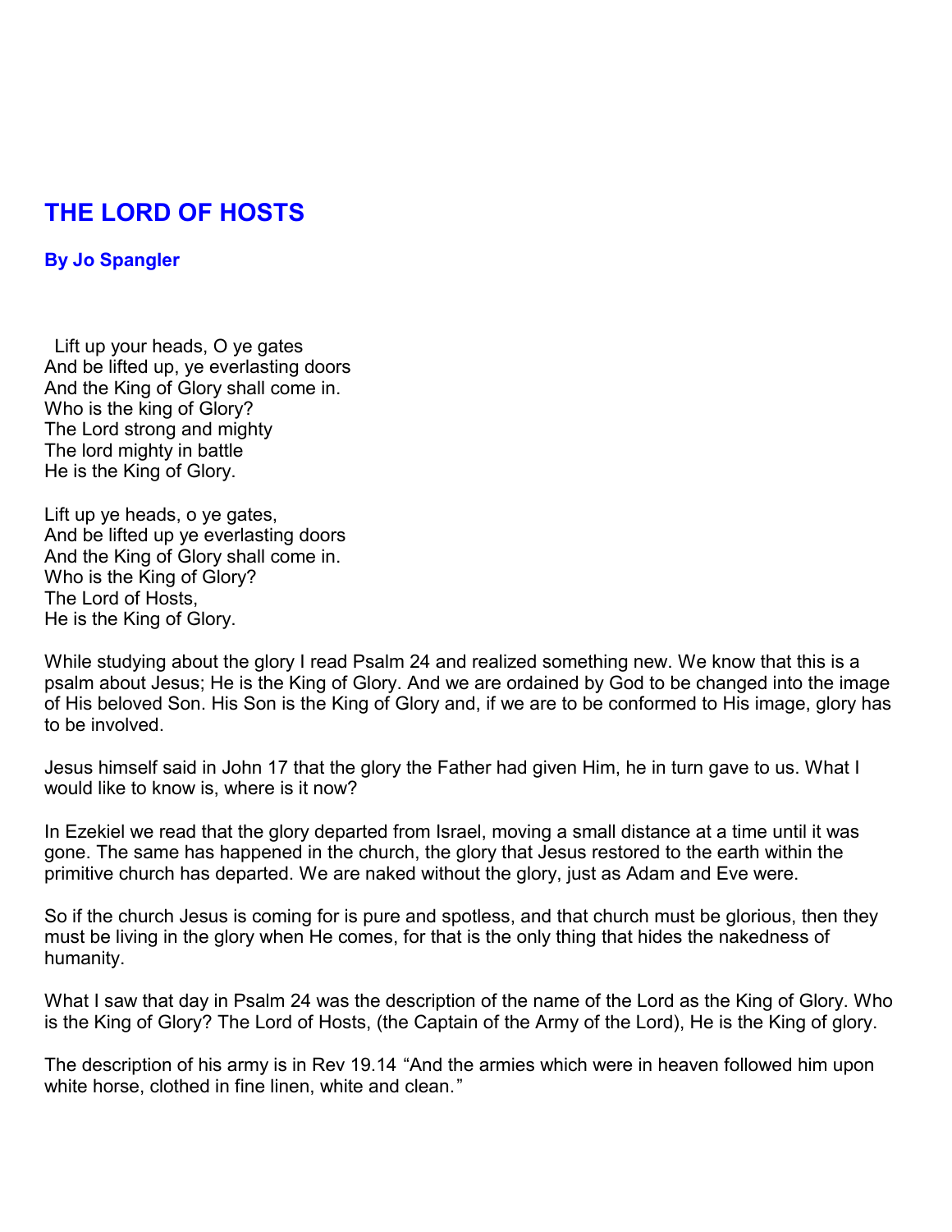# THE LORD OF HOSTS

### By Jo Spangler

Lift up your heads, O ye gates
And be lifted up, ye everlasting doors
And the King of Glory shall come in.
Who is the king of Glory?
The Lord strong and mighty
The lord mighty in battle
He is the King of Glory.

Lift up ye heads, o ye gates,
And be lifted up ye everlasting doors
And the King of Glory shall come in.
Who is the King of Glory?
The Lord of Hosts,
He is the King of Glory.

While studying about the glory I read Psalm 24 and realized something new. We know that this is a psalm about Jesus; He is the King of Glory. And we are ordained by God to be changed into the image of His beloved Son. His Son is the King of Glory and, if we are to be conformed to His image, glory has to be involved.

Jesus himself said in John 17 that the glory the Father had given Him, he in turn gave to us. What I would like to know is, where is it now?

In Ezekiel we read that the glory departed from Israel, moving a small distance at a time until it was gone. The same has happened in the church, the glory that Jesus restored to the earth within the primitive church has departed. We are naked without the glory, just as Adam and Eve were.

So if the church Jesus is coming for is pure and spotless, and that church must be glorious, then they must be living in the glory when He comes, for that is the only thing that hides the nakedness of humanity.

What I saw that day in Psalm 24 was the description of the name of the Lord as the King of Glory. Who is the King of Glory? The Lord of Hosts, (the Captain of the Army of the Lord), He is the King of glory.

The description of his army is in Rev 19.14 “And the armies which were in heaven followed him upon white horse, clothed in fine linen, white and clean.”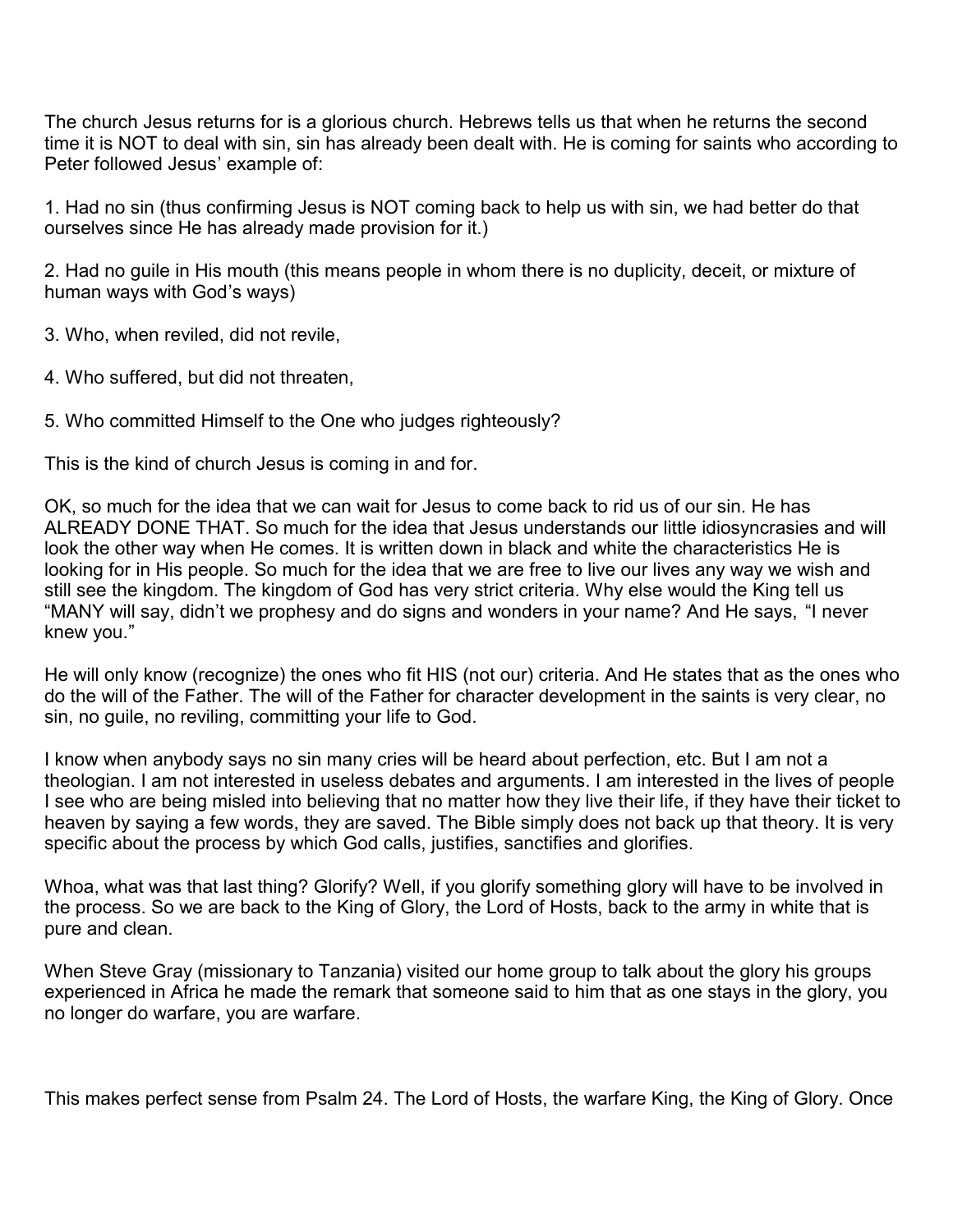The church Jesus returns for is a glorious church. Hebrews tells us that when he returns the second time it is NOT to deal with sin, sin has already been dealt with. He is coming for saints who according to Peter followed Jesus' example of:

1. Had no sin (thus confirming Jesus is NOT coming back to help us with sin, we had better do that ourselves since He has already made provision for it.)

2. Had no guile in His mouth (this means people in whom there is no duplicity, deceit, or mixture of human ways with God's ways)

3. Who, when reviled, did not revile,

4. Who suffered, but did not threaten,

5. Who committed Himself to the One who judges righteously?

This is the kind of church Jesus is coming in and for.

OK, so much for the idea that we can wait for Jesus to come back to rid us of our sin. He has ALREADY DONE THAT. So much for the idea that Jesus understands our little idiosyncrasies and will look the other way when He comes. It is written down in black and white the characteristics He is looking for in His people. So much for the idea that we are free to live our lives any way we wish and still see the kingdom. The kingdom of God has very strict criteria. Why else would the King tell us "MANY will say, didn't we prophesy and do signs and wonders in your name? And He says, "I never knew you."

He will only know (recognize) the ones who fit HIS (not our) criteria. And He states that as the ones who do the will of the Father. The will of the Father for character development in the saints is very clear, no sin, no guile, no reviling, committing your life to God.

I know when anybody says no sin many cries will be heard about perfection, etc. But I am not a theologian. I am not interested in useless debates and arguments. I am interested in the lives of people I see who are being misled into believing that no matter how they live their life, if they have their ticket to heaven by saying a few words, they are saved. The Bible simply does not back up that theory. It is very specific about the process by which God calls, justifies, sanctifies and glorifies.

Whoa, what was that last thing? Glorify? Well, if you glorify something glory will have to be involved in the process. So we are back to the King of Glory, the Lord of Hosts, back to the army in white that is pure and clean.

When Steve Gray (missionary to Tanzania) visited our home group to talk about the glory his groups experienced in Africa he made the remark that someone said to him that as one stays in the glory, you no longer do warfare, you are warfare.

This makes perfect sense from Psalm 24. The Lord of Hosts, the warfare King, the King of Glory. Once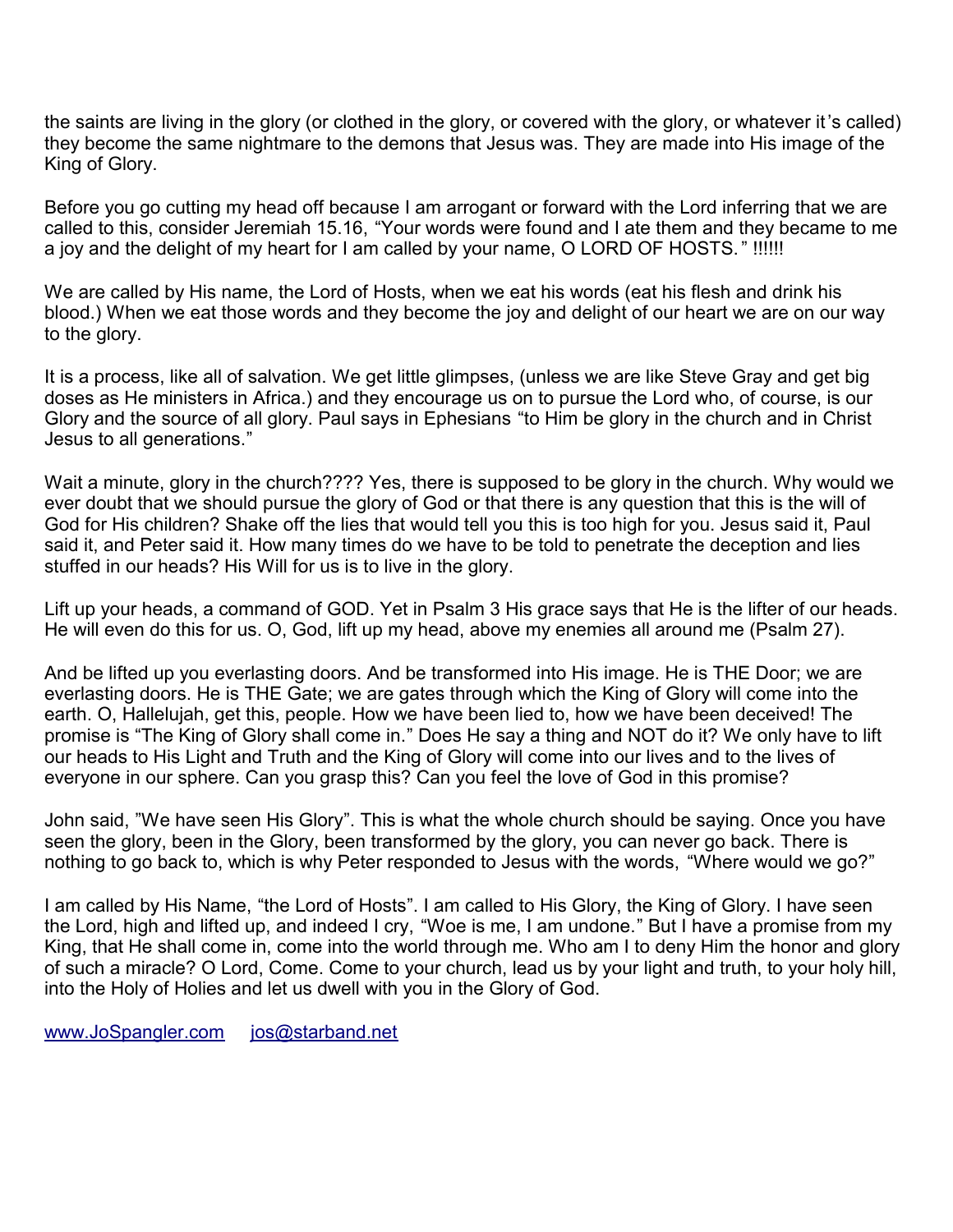the saints are living in the glory (or clothed in the glory, or covered with the glory, or whatever it's called) they become the same nightmare to the demons that Jesus was. They are made into His image of the King of Glory.

Before you go cutting my head off because I am arrogant or forward with the Lord inferring that we are called to this, consider Jeremiah 15.16, "Your words were found and I ate them and they became to me a joy and the delight of my heart for I am called by your name, O LORD OF HOSTS." !!!!!!

We are called by His name, the Lord of Hosts, when we eat his words (eat his flesh and drink his blood.) When we eat those words and they become the joy and delight of our heart we are on our way to the glory.

It is a process, like all of salvation. We get little glimpses, (unless we are like Steve Gray and get big doses as He ministers in Africa.) and they encourage us on to pursue the Lord who, of course, is our Glory and the source of all glory. Paul says in Ephesians "to Him be glory in the church and in Christ Jesus to all generations."

Wait a minute, glory in the church???? Yes, there is supposed to be glory in the church. Why would we ever doubt that we should pursue the glory of God or that there is any question that this is the will of God for His children? Shake off the lies that would tell you this is too high for you. Jesus said it, Paul said it, and Peter said it. How many times do we have to be told to penetrate the deception and lies stuffed in our heads? His Will for us is to live in the glory.

Lift up your heads, a command of GOD. Yet in Psalm 3 His grace says that He is the lifter of our heads. He will even do this for us. O, God, lift up my head, above my enemies all around me (Psalm 27).

And be lifted up you everlasting doors. And be transformed into His image. He is THE Door; we are everlasting doors. He is THE Gate; we are gates through which the King of Glory will come into the earth. O, Hallelujah, get this, people. How we have been lied to, how we have been deceived! The promise is "The King of Glory shall come in." Does He say a thing and NOT do it? We only have to lift our heads to His Light and Truth and the King of Glory will come into our lives and to the lives of everyone in our sphere. Can you grasp this? Can you feel the love of God in this promise?

John said, "We have seen His Glory". This is what the whole church should be saying. Once you have seen the glory, been in the Glory, been transformed by the glory, you can never go back. There is nothing to go back to, which is why Peter responded to Jesus with the words, "Where would we go?"

I am called by His Name, "the Lord of Hosts". I am called to His Glory, the King of Glory. I have seen the Lord, high and lifted up, and indeed I cry, "Woe is me, I am undone." But I have a promise from my King, that He shall come in, come into the world through me. Who am I to deny Him the honor and glory of such a miracle? O Lord, Come. Come to your church, lead us by your light and truth, to your holy hill, into the Holy of Holies and let us dwell with you in the Glory of God.

www.JoSpangler.com     jos@starband.net